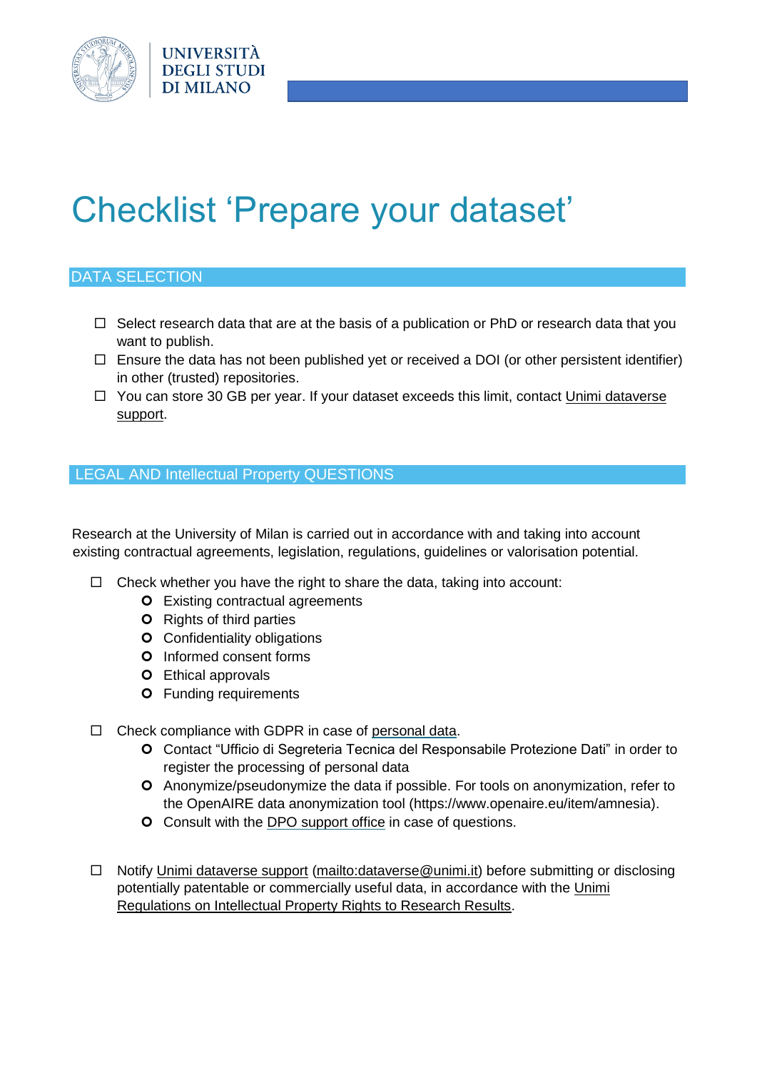UNIVERSITÀ DEGLI STUDI DI MILANO

# Checklist 'Prepare your dataset'

## DATA SELECTION

- ☐ Select research data that are at the basis of a publication or PhD or research data that you want to publish.
- ☐ Ensure the data has not been published yet or received a DOI (or other persistent identifier) in other (trusted) repositories.
- ☐ You can store 30 GB per year. If your dataset exceeds this limit, contact Unimi dataverse support.

## LEGAL AND Intellectual Property QUESTIONS

Research at the University of Milan is carried out in accordance with and taking into account existing contractual agreements, legislation, regulations, guidelines or valorisation potential.

- ☐ Check whether you have the right to share the data, taking into account:
  - Existing contractual agreements
  - Rights of third parties
  - Confidentiality obligations
  - Informed consent forms
  - Ethical approvals
  - Funding requirements

- ☐ Check compliance with GDPR in case of personal data.
  - Contact "Ufficio di Segreteria Tecnica del Responsabile Protezione Dati" in order to register the processing of personal data
  - Anonymize/pseudonymize the data if possible. For tools on anonymization, refer to the OpenAIRE data anonymization tool (https://www.openaire.eu/item/amnesia).
  - Consult with the DPO support office in case of questions.

- ☐ Notify Unimi dataverse support (mailto:dataverse@unimi.it) before submitting or disclosing potentially patentable or commercially useful data, in accordance with the Unimi Regulations on Intellectual Property Rights to Research Results.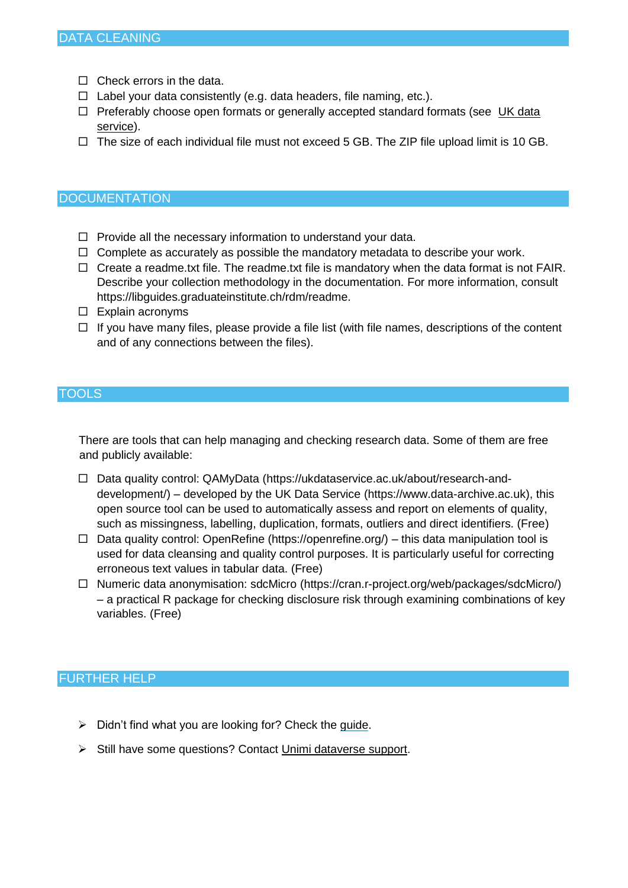## DATA CLEANING

- ☐ Check errors in the data.
- ☐ Label your data consistently (e.g. data headers, file naming, etc.).
- ☐ Preferably choose open formats or generally accepted standard formats (see UK data service).
- ☐ The size of each individual file must not exceed 5 GB. The ZIP file upload limit is 10 GB.

## DOCUMENTATION

- ☐ Provide all the necessary information to understand your data.
- ☐ Complete as accurately as possible the mandatory metadata to describe your work.
- ☐ Create a readme.txt file. The readme.txt file is mandatory when the data format is not FAIR. Describe your collection methodology in the documentation. For more information, consult https://libguides.graduateinstitute.ch/rdm/readme.
- ☐ Explain acronyms
- ☐ If you have many files, please provide a file list (with file names, descriptions of the content and of any connections between the files).

## TOOLS

There are tools that can help managing and checking research data. Some of them are free and publicly available:

- ☐ Data quality control: QAMyData (https://ukdataservice.ac.uk/about/research-and-development/) – developed by the UK Data Service (https://www.data-archive.ac.uk), this open source tool can be used to automatically assess and report on elements of quality, such as missingness, labelling, duplication, formats, outliers and direct identifiers. (Free)
- ☐ Data quality control: OpenRefine (https://openrefine.org/) – this data manipulation tool is used for data cleansing and quality control purposes. It is particularly useful for correcting erroneous text values in tabular data. (Free)
- ☐ Numeric data anonymisation: sdcMicro (https://cran.r-project.org/web/packages/sdcMicro/) – a practical R package for checking disclosure risk through examining combinations of key variables. (Free)

## FURTHER HELP

- ➢ Didn't find what you are looking for? Check the guide.
- ➢ Still have some questions? Contact Unimi dataverse support.